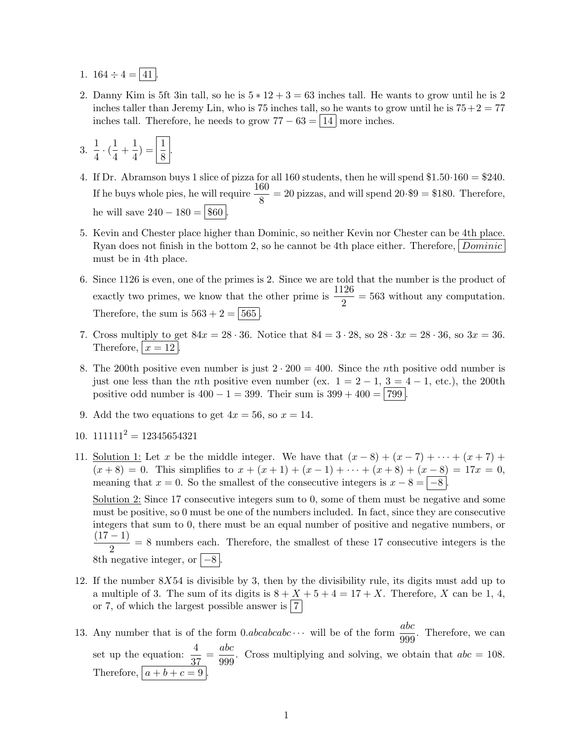1. $164 \div 4 = \boxed{41}$.

2. Danny Kim is 5ft 3in tall, so he is $5 * 12 + 3 = 63$ inches tall. He wants to grow until he is 2 inches taller than Jeremy Lin, who is 75 inches tall, so he wants to grow until he is $75 + 2 = 77$ inches tall. Therefore, he needs to grow $77 - 63 = \boxed{14}$ more inches.

3. $\frac{1}{4} \cdot (\frac{1}{4} + \frac{1}{4}) = \boxed{\frac{1}{8}}$.

4. If Dr. Abramson buys 1 slice of pizza for all 160 students, then he will spend $\$1.50 \cdot 160 = \$240$. If he buys whole pies, he will require $\frac{160}{8} = 20$ pizzas, and will spend $20 \cdot \$9 = \$180$. Therefore, he will save $240 - 180 = \boxed{\$60}$.

5. Kevin and Chester place higher than Dominic, so neither Kevin nor Chester can be 4th place. Ryan does not finish in the bottom 2, so he cannot be 4th place either. Therefore, $\boxed{\textit{Dominic}}$ must be in 4th place.

6. Since 1126 is even, one of the primes is 2. Since we are told that the number is the product of exactly two primes, we know that the other prime is $\frac{1126}{2} = 563$ without any computation. Therefore, the sum is $563 + 2 = \boxed{565}$.

7. Cross multiply to get $84x = 28 \cdot 36$. Notice that $84 = 3 \cdot 28$, so $28 \cdot 3x = 28 \cdot 36$, so $3x = 36$. Therefore, $\boxed{x = 12}$.

8. The 200th positive even number is just $2 \cdot 200 = 400$. Since the $n$th positive odd number is just one less than the $n$th positive even number (ex. $1 = 2 - 1$, $3 = 4 - 1$, etc.), the 200th positive odd number is $400 - 1 = 399$. Their sum is $399 + 400 = \boxed{799}$.

9. Add the two equations to get $4x = 56$, so $x = 14$.

10. $111111^2 = 12345654321$

11. Solution 1: Let $x$ be the middle integer. We have that $(x - 8) + (x - 7) + \cdots + (x + 7) + (x + 8) = 0$. This simplifies to $x + (x + 1) + (x - 1) + \cdots + (x + 8) + (x - 8) = 17x = 0$, meaning that $x = 0$. So the smallest of the consecutive integers is $x - 8 = \boxed{-8}$.

    Solution 2: Since 17 consecutive integers sum to 0, some of them must be negative and some must be positive, so 0 must be one of the numbers included. In fact, since they are consecutive integers that sum to 0, there must be an equal number of positive and negative numbers, or $\frac{(17 - 1)}{2} = 8$ numbers each. Therefore, the smallest of these 17 consecutive integers is the 8th negative integer, or $\boxed{-8}$.

12. If the number $8X54$ is divisible by 3, then by the divisibility rule, its digits must add up to a multiple of 3. The sum of its digits is $8 + X + 5 + 4 = 17 + X$. Therefore, $X$ can be 1, 4, or 7, of which the largest possible answer is $\boxed{7}$

13. Any number that is of the form $0.abcabcabc\cdots$ will be of the form $\frac{abc}{999}$. Therefore, we can set up the equation: $\frac{4}{37} = \frac{abc}{999}$. Cross multiplying and solving, we obtain that $abc = 108$. Therefore, $\boxed{a + b + c = 9}$.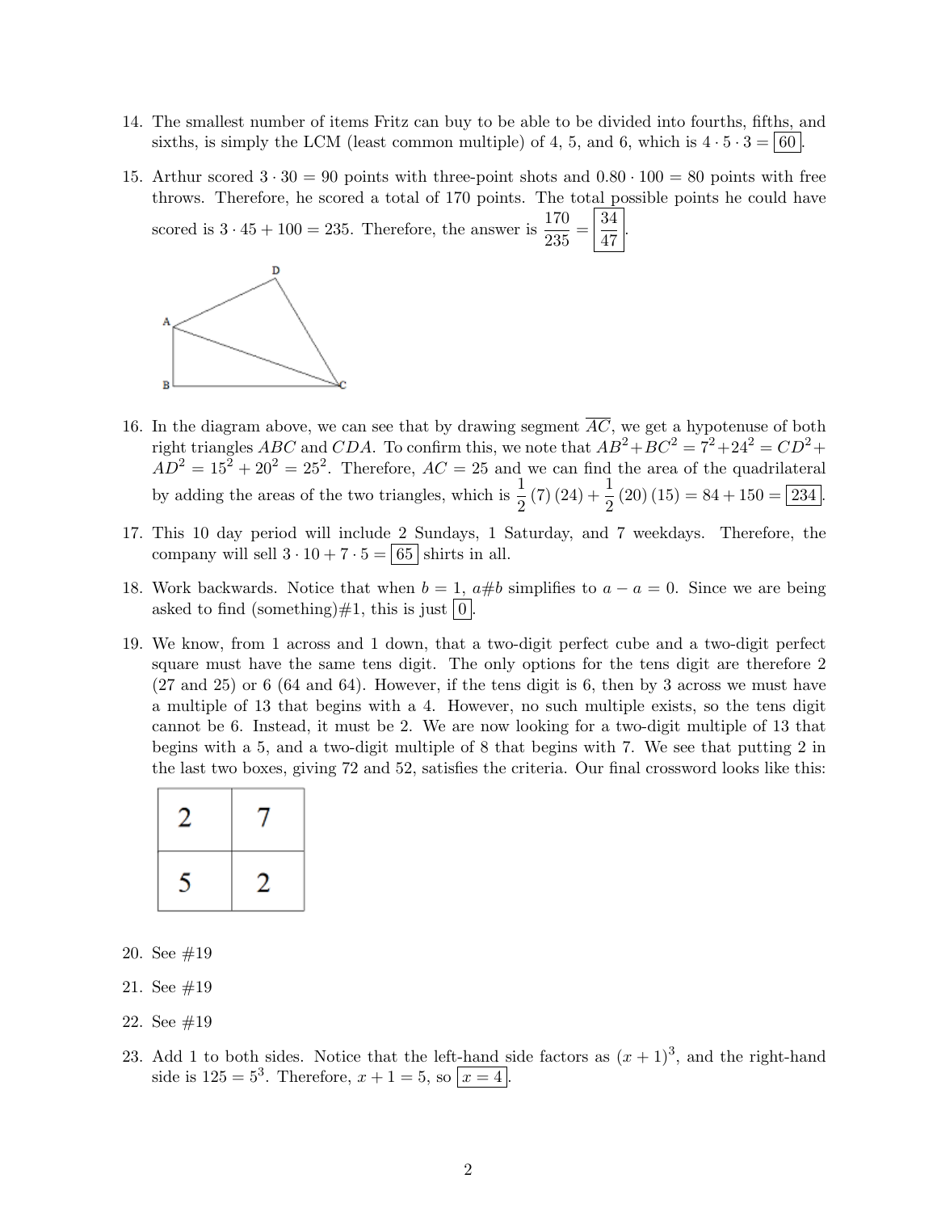14. The smallest number of items Fritz can buy to be able to be divided into fourths, fifths, and sixths, is simply the LCM (least common multiple) of 4, 5, and 6, which is $4 \cdot 5 \cdot 3 = \boxed{60}$.

15. Arthur scored $3 \cdot 30 = 90$ points with three-point shots and $0.80 \cdot 100 = 80$ points with free throws. Therefore, he scored a total of 170 points. The total possible points he could have scored is $3 \cdot 45 + 100 = 235$. Therefore, the answer is $\frac{170}{235} = \boxed{\frac{34}{47}}$.

16. In the diagram above, we can see that by drawing segment $\overline{AC}$, we get a hypotenuse of both right triangles $ABC$ and $CDA$. To confirm this, we note that $AB^2 + BC^2 = 7^2 + 24^2 = CD^2 + AD^2 = 15^2 + 20^2 = 25^2$. Therefore, $AC = 25$ and we can find the area of the quadrilateral by adding the areas of the two triangles, which is $\frac{1}{2}(7)(24) + \frac{1}{2}(20)(15) = 84 + 150 = \boxed{234}$.

17. This 10 day period will include 2 Sundays, 1 Saturday, and 7 weekdays. Therefore, the company will sell $3 \cdot 10 + 7 \cdot 5 = \boxed{65}$ shirts in all.

18. Work backwards. Notice that when $b = 1$, $a\#b$ simplifies to $a - a = 0$. Since we are being asked to find (something)$\#1$, this is just $\boxed{0}$.

19. We know, from 1 across and 1 down, that a two-digit perfect cube and a two-digit perfect square must have the same tens digit. The only options for the tens digit are therefore 2 (27 and 25) or 6 (64 and 64). However, if the tens digit is 6, then by 3 across we must have a multiple of 13 that begins with a 4. However, no such multiple exists, so the tens digit cannot be 6. Instead, it must be 2. We are now looking for a two-digit multiple of 13 that begins with a 5, and a two-digit multiple of 8 that begins with 7. We see that putting 2 in the last two boxes, giving 72 and 52, satisfies the criteria. Our final crossword looks like this:

| 2 | 7 |
|---|---|
| 5 | 2 |

20. See #19

21. See #19

22. See #19

23. Add 1 to both sides. Notice that the left-hand side factors as $(x+1)^3$, and the right-hand side is $125 = 5^3$. Therefore, $x + 1 = 5$, so $\boxed{x = 4}$.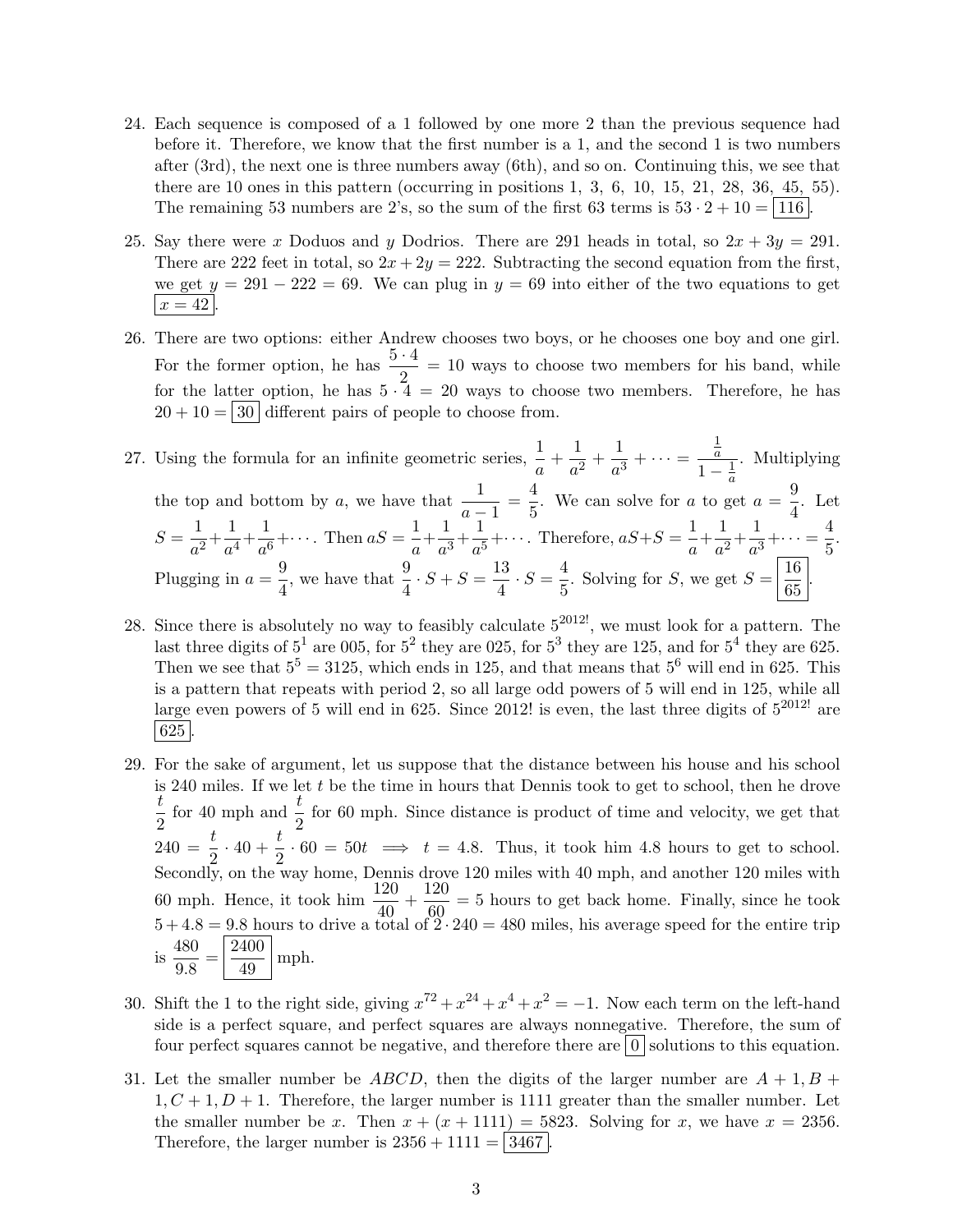24. Each sequence is composed of a 1 followed by one more 2 than the previous sequence had before it. Therefore, we know that the first number is a 1, and the second 1 is two numbers after (3rd), the next one is three numbers away (6th), and so on. Continuing this, we see that there are 10 ones in this pattern (occurring in positions 1, 3, 6, 10, 15, 21, 28, 36, 45, 55). The remaining 53 numbers are 2's, so the sum of the first 63 terms is $53 \cdot 2 + 10 = \boxed{116}$.

25. Say there were $x$ Doduos and $y$ Dodrios. There are 291 heads in total, so $2x + 3y = 291$. There are 222 feet in total, so $2x + 2y = 222$. Subtracting the second equation from the first, we get $y = 291 - 222 = 69$. We can plug in $y = 69$ into either of the two equations to get $\boxed{x = 42}$.

26. There are two options: either Andrew chooses two boys, or he chooses one boy and one girl. For the former option, he has $\dfrac{5 \cdot 4}{2} = 10$ ways to choose two members for his band, while for the latter option, he has $5 \cdot 4 = 20$ ways to choose two members. Therefore, he has $20 + 10 = \boxed{30}$ different pairs of people to choose from.

27. Using the formula for an infinite geometric series, $\dfrac{1}{a} + \dfrac{1}{a^2} + \dfrac{1}{a^3} + \cdots = \dfrac{\frac{1}{a}}{1 - \frac{1}{a}}$. Multiplying the top and bottom by $a$, we have that $\dfrac{1}{a-1} = \dfrac{4}{5}$. We can solve for $a$ to get $a = \dfrac{9}{4}$. Let $S = \dfrac{1}{a^2} + \dfrac{1}{a^4} + \dfrac{1}{a^6} + \cdots$. Then $aS = \dfrac{1}{a} + \dfrac{1}{a^3} + \dfrac{1}{a^5} + \cdots$. Therefore, $aS + S = \dfrac{1}{a} + \dfrac{1}{a^2} + \dfrac{1}{a^3} + \cdots = \dfrac{4}{5}$. Plugging in $a = \dfrac{9}{4}$, we have that $\dfrac{9}{4} \cdot S + S = \dfrac{13}{4} \cdot S = \dfrac{4}{5}$. Solving for $S$, we get $S = \boxed{\dfrac{16}{65}}$.

28. Since there is absolutely no way to feasibly calculate $5^{2012!}$, we must look for a pattern. The last three digits of $5^1$ are 005, for $5^2$ they are 025, for $5^3$ they are 125, and for $5^4$ they are 625. Then we see that $5^5 = 3125$, which ends in 125, and that means that $5^6$ will end in 625. This is a pattern that repeats with period 2, so all large odd powers of 5 will end in 125, while all large even powers of 5 will end in 625. Since 2012! is even, the last three digits of $5^{2012!}$ are $\boxed{625}$.

29. For the sake of argument, let us suppose that the distance between his house and his school is 240 miles. If we let $t$ be the time in hours that Dennis took to get to school, then he drove $\dfrac{t}{2}$ for 40 mph and $\dfrac{t}{2}$ for 60 mph. Since distance is product of time and velocity, we get that $240 = \dfrac{t}{2} \cdot 40 + \dfrac{t}{2} \cdot 60 = 50t \implies t = 4.8$. Thus, it took him 4.8 hours to get to school. Secondly, on the way home, Dennis drove 120 miles with 40 mph, and another 120 miles with 60 mph. Hence, it took him $\dfrac{120}{40} + \dfrac{120}{60} = 5$ hours to get back home. Finally, since he took $5 + 4.8 = 9.8$ hours to drive a total of $2 \cdot 240 = 480$ miles, his average speed for the entire trip is $\dfrac{480}{9.8} = \boxed{\dfrac{2400}{49}}$ mph.

30. Shift the 1 to the right side, giving $x^{72} + x^{24} + x^4 + x^2 = -1$. Now each term on the left-hand side is a perfect square, and perfect squares are always nonnegative. Therefore, the sum of four perfect squares cannot be negative, and therefore there are $\boxed{0}$ solutions to this equation.

31. Let the smaller number be $ABCD$, then the digits of the larger number are $A+1, B+1, C+1, D+1$. Therefore, the larger number is 1111 greater than the smaller number. Let the smaller number be $x$. Then $x + (x + 1111) = 5823$. Solving for $x$, we have $x = 2356$. Therefore, the larger number is $2356 + 1111 = \boxed{3467}$.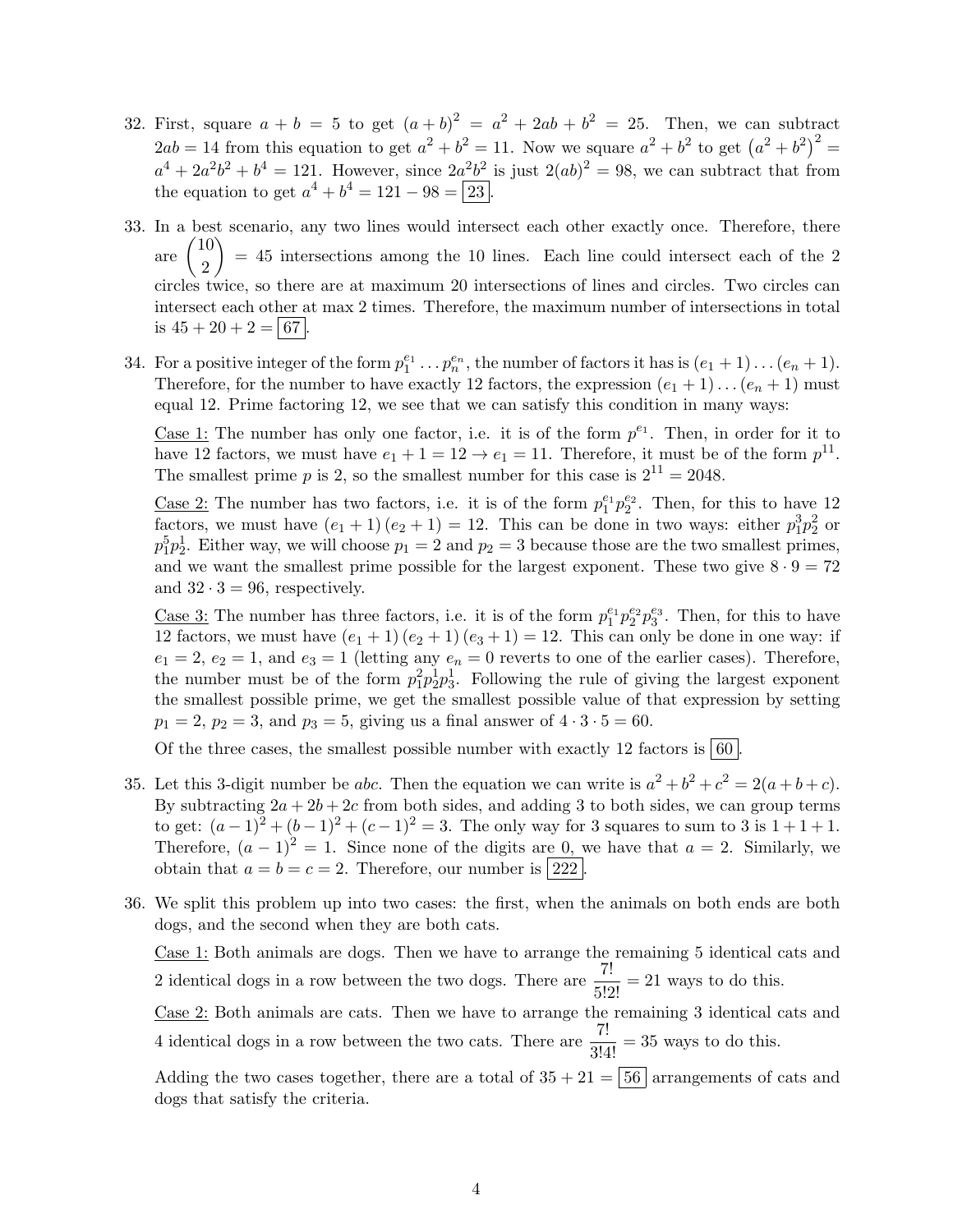32. First, square $a + b = 5$ to get $(a+b)^2 = a^2 + 2ab + b^2 = 25$. Then, we can subtract $2ab = 14$ from this equation to get $a^2 + b^2 = 11$. Now we square $a^2 + b^2$ to get $\left(a^2 + b^2\right)^2 = a^4 + 2a^2b^2 + b^4 = 121$. However, since $2a^2b^2$ is just $2(ab)^2 = 98$, we can subtract that from the equation to get $a^4 + b^4 = 121 - 98 = \boxed{23}$.

33. In a best scenario, any two lines would intersect each other exactly once. Therefore, there are $\binom{10}{2} = 45$ intersections among the 10 lines. Each line could intersect each of the 2 circles twice, so there are at maximum 20 intersections of lines and circles. Two circles can intersect each other at max 2 times. Therefore, the maximum number of intersections in total is $45 + 20 + 2 = \boxed{67}$.

34. For a positive integer of the form $p_1^{e_1} \dots p_n^{e_n}$, the number of factors it has is $(e_1 + 1) \dots (e_n + 1)$. Therefore, for the number to have exactly 12 factors, the expression $(e_1 + 1) \dots (e_n + 1)$ must equal 12. Prime factoring 12, we see that we can satisfy this condition in many ways:

   <u>Case 1:</u> The number has only one factor, i.e. it is of the form $p^{e_1}$. Then, in order for it to have 12 factors, we must have $e_1 + 1 = 12 \rightarrow e_1 = 11$. Therefore, it must be of the form $p^{11}$. The smallest prime $p$ is 2, so the smallest number for this case is $2^{11} = 2048$.

   <u>Case 2:</u> The number has two factors, i.e. it is of the form $p_1^{e_1}p_2^{e_2}$. Then, for this to have 12 factors, we must have $(e_1 + 1)(e_2 + 1) = 12$. This can be done in two ways: either $p_1^3 p_2^2$ or $p_1^5 p_2^1$. Either way, we will choose $p_1 = 2$ and $p_2 = 3$ because those are the two smallest primes, and we want the smallest prime possible for the largest exponent. These two give $8 \cdot 9 = 72$ and $32 \cdot 3 = 96$, respectively.

   <u>Case 3:</u> The number has three factors, i.e. it is of the form $p_1^{e_1}p_2^{e_2}p_3^{e_3}$. Then, for this to have 12 factors, we must have $(e_1 + 1)(e_2 + 1)(e_3 + 1) = 12$. This can only be done in one way: if $e_1 = 2$, $e_2 = 1$, and $e_3 = 1$ (letting any $e_n = 0$ reverts to one of the earlier cases). Therefore, the number must be of the form $p_1^2 p_2^1 p_3^1$. Following the rule of giving the largest exponent the smallest possible prime, we get the smallest possible value of that expression by setting $p_1 = 2$, $p_2 = 3$, and $p_3 = 5$, giving us a final answer of $4 \cdot 3 \cdot 5 = 60$.

   Of the three cases, the smallest possible number with exactly 12 factors is $\boxed{60}$.

35. Let this 3-digit number be $abc$. Then the equation we can write is $a^2 + b^2 + c^2 = 2(a + b + c)$. By subtracting $2a + 2b + 2c$ from both sides, and adding 3 to both sides, we can group terms to get: $(a-1)^2 + (b-1)^2 + (c-1)^2 = 3$. The only way for 3 squares to sum to 3 is $1 + 1 + 1$. Therefore, $(a-1)^2 = 1$. Since none of the digits are 0, we have that $a = 2$. Similarly, we obtain that $a = b = c = 2$. Therefore, our number is $\boxed{222}$.

36. We split this problem up into two cases: the first, when the animals on both ends are both dogs, and the second when they are both cats.

   <u>Case 1:</u> Both animals are dogs. Then we have to arrange the remaining 5 identical cats and 2 identical dogs in a row between the two dogs. There are $\frac{7!}{5!2!} = 21$ ways to do this.

   <u>Case 2:</u> Both animals are cats. Then we have to arrange the remaining 3 identical cats and 4 identical dogs in a row between the two cats. There are $\frac{7!}{3!4!} = 35$ ways to do this.

   Adding the two cases together, there are a total of $35 + 21 = \boxed{56}$ arrangements of cats and dogs that satisfy the criteria.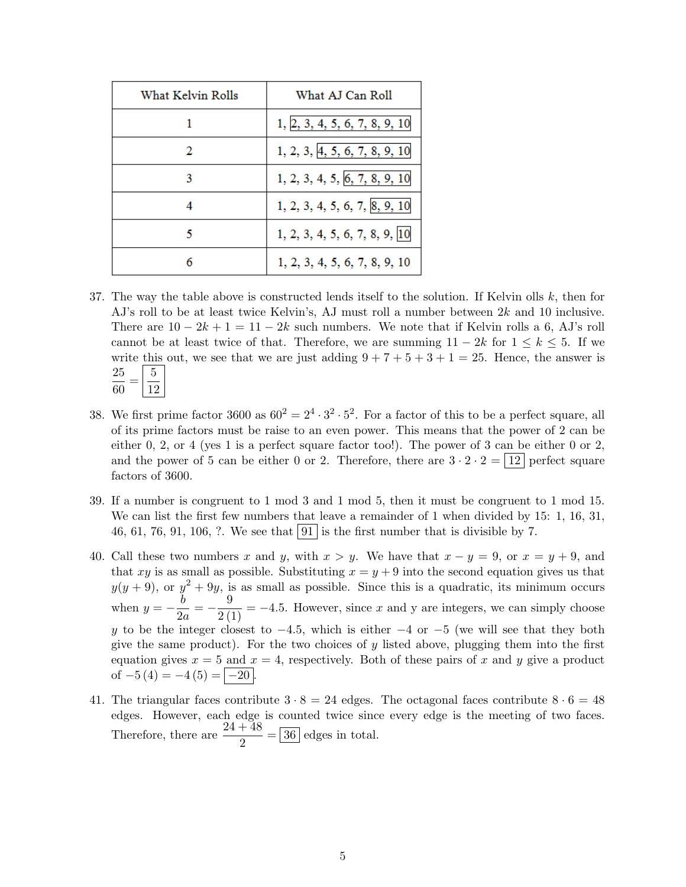| What Kelvin Rolls | What AJ Can Roll |
|---|---|
| 1 | 1, 2, 3, 4, 5, 6, 7, 8, 9, 10 |
| 2 | 1, 2, 3, 4, 5, 6, 7, 8, 9, 10 |
| 3 | 1, 2, 3, 4, 5, 6, 7, 8, 9, 10 |
| 4 | 1, 2, 3, 4, 5, 6, 7, 8, 9, 10 |
| 5 | 1, 2, 3, 4, 5, 6, 7, 8, 9, 10 |
| 6 | 1, 2, 3, 4, 5, 6, 7, 8, 9, 10 |

37. The way the table above is constructed lends itself to the solution. If Kelvin olls $k$, then for AJ's roll to be at least twice Kelvin's, AJ must roll a number between $2k$ and 10 inclusive. There are $10 - 2k + 1 = 11 - 2k$ such numbers. We note that if Kelvin rolls a 6, AJ's roll cannot be at least twice of that. Therefore, we are summing $11 - 2k$ for $1 \leq k \leq 5$. If we write this out, we see that we are just adding $9 + 7 + 5 + 3 + 1 = 25$. Hence, the answer is $\frac{25}{60} = \boxed{\frac{5}{12}}$

38. We first prime factor 3600 as $60^2 = 2^4 \cdot 3^2 \cdot 5^2$. For a factor of this to be a perfect square, all of its prime factors must be raise to an even power. This means that the power of 2 can be either 0, 2, or 4 (yes 1 is a perfect square factor too!). The power of 3 can be either 0 or 2, and the power of 5 can be either 0 or 2. Therefore, there are $3 \cdot 2 \cdot 2 = \boxed{12}$ perfect square factors of 3600.

39. If a number is congruent to 1 mod 3 and 1 mod 5, then it must be congruent to 1 mod 15. We can list the first few numbers that leave a remainder of 1 when divided by 15: 1, 16, 31, 46, 61, 76, 91, 106, ?. We see that $\boxed{91}$ is the first number that is divisible by 7.

40. Call these two numbers $x$ and $y$, with $x > y$. We have that $x - y = 9$, or $x = y + 9$, and that $xy$ is as small as possible. Substituting $x = y + 9$ into the second equation gives us that $y(y + 9)$, or $y^2 + 9y$, is as small as possible. Since this is a quadratic, its minimum occurs when $y = -\frac{b}{2a} = -\frac{9}{2(1)} = -4.5$. However, since $x$ and y are integers, we can simply choose $y$ to be the integer closest to $-4.5$, which is either $-4$ or $-5$ (we will see that they both give the same product). For the two choices of $y$ listed above, plugging them into the first equation gives $x = 5$ and $x = 4$, respectively. Both of these pairs of $x$ and $y$ give a product of $-5(4) = -4(5) = \boxed{-20}$.

41. The triangular faces contribute $3 \cdot 8 = 24$ edges. The octagonal faces contribute $8 \cdot 6 = 48$ edges. However, each edge is counted twice since every edge is the meeting of two faces. Therefore, there are $\frac{24 + 48}{2} = \boxed{36}$ edges in total.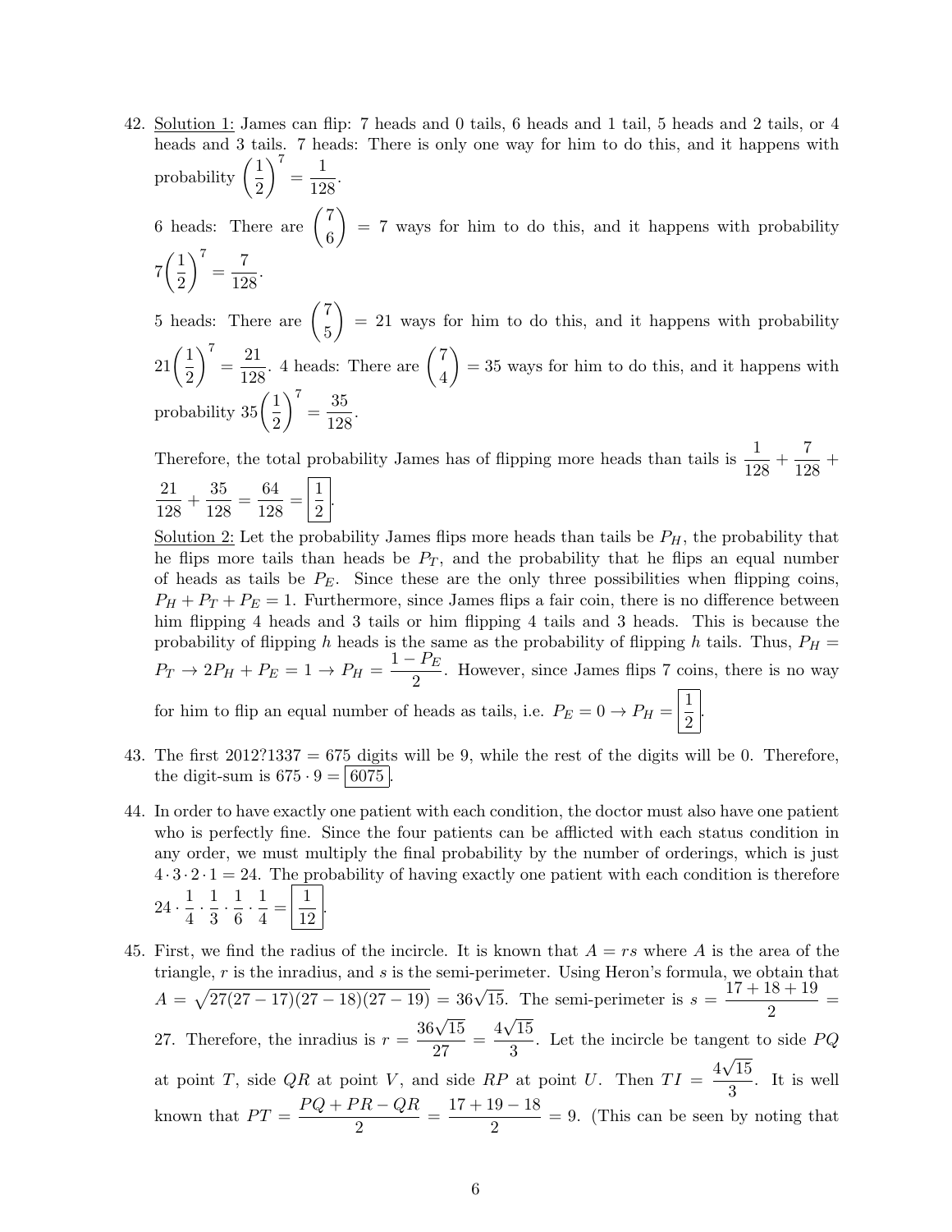42. Solution 1: James can flip: 7 heads and 0 tails, 6 heads and 1 tail, 5 heads and 2 tails, or 4 heads and 3 tails. 7 heads: There is only one way for him to do this, and it happens with probability $\left(\frac{1}{2}\right)^7 = \frac{1}{128}$.

    6 heads: There are $\binom{7}{6} = 7$ ways for him to do this, and it happens with probability $7\left(\frac{1}{2}\right)^7 = \frac{7}{128}$.

    5 heads: There are $\binom{7}{5} = 21$ ways for him to do this, and it happens with probability $21\left(\frac{1}{2}\right)^7 = \frac{21}{128}$. 4 heads: There are $\binom{7}{4} = 35$ ways for him to do this, and it happens with probability $35\left(\frac{1}{2}\right)^7 = \frac{35}{128}$.

    Therefore, the total probability James has of flipping more heads than tails is $\frac{1}{128} + \frac{7}{128} + \frac{21}{128} + \frac{35}{128} = \frac{64}{128} = \boxed{\frac{1}{2}}$.

    Solution 2: Let the probability James flips more heads than tails be $P_H$, the probability that he flips more tails than heads be $P_T$, and the probability that he flips an equal number of heads as tails be $P_E$. Since these are the only three possibilities when flipping coins, $P_H + P_T + P_E = 1$. Furthermore, since James flips a fair coin, there is no difference between him flipping 4 heads and 3 tails or him flipping 4 tails and 3 heads. This is because the probability of flipping $h$ heads is the same as the probability of flipping $h$ tails. Thus, $P_H = P_T \to 2P_H + P_E = 1 \to P_H = \frac{1 - P_E}{2}$. However, since James flips 7 coins, there is no way for him to flip an equal number of heads as tails, i.e. $P_E = 0 \to P_H = \boxed{\frac{1}{2}}$.

43. The first 2012?1337 = 675 digits will be 9, while the rest of the digits will be 0. Therefore, the digit-sum is $675 \cdot 9 = \boxed{6075}$.

44. In order to have exactly one patient with each condition, the doctor must also have one patient who is perfectly fine. Since the four patients can be afflicted with each status condition in any order, we must multiply the final probability by the number of orderings, which is just $4 \cdot 3 \cdot 2 \cdot 1 = 24$. The probability of having exactly one patient with each condition is therefore $24 \cdot \frac{1}{4} \cdot \frac{1}{3} \cdot \frac{1}{6} \cdot \frac{1}{4} = \boxed{\frac{1}{12}}$.

45. First, we find the radius of the incircle. It is known that $A = rs$ where $A$ is the area of the triangle, $r$ is the inradius, and $s$ is the semi-perimeter. Using Heron's formula, we obtain that $A = \sqrt{27(27-17)(27-18)(27-19)} = 36\sqrt{15}$. The semi-perimeter is $s = \frac{17+18+19}{2} = 27$. Therefore, the inradius is $r = \frac{36\sqrt{15}}{27} = \frac{4\sqrt{15}}{3}$. Let the incircle be tangent to side $PQ$ at point $T$, side $QR$ at point $V$, and side $RP$ at point $U$. Then $TI = \frac{4\sqrt{15}}{3}$. It is well known that $PT = \frac{PQ + PR - QR}{2} = \frac{17 + 19 - 18}{2} = 9$. (This can be seen by noting that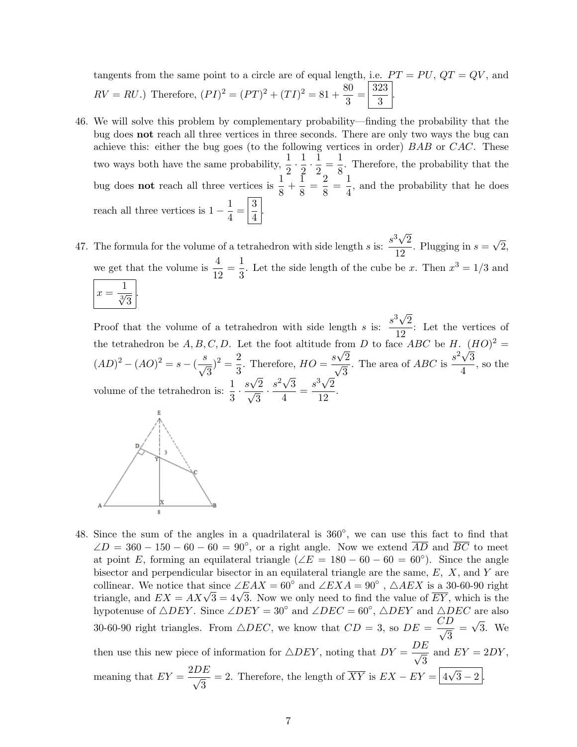tangents from the same point to a circle are of equal length, i.e. $PT = PU$, $QT = QV$, and $RV = RU$.) Therefore, $(PI)^2 = (PT)^2 + (TI)^2 = 81 + \frac{80}{3} = \boxed{\frac{323}{3}}$.

46. We will solve this problem by complementary probability—finding the probability that the bug does **not** reach all three vertices in three seconds. There are only two ways the bug can achieve this: either the bug goes (to the following vertices in order) $BAB$ or $CAC$. These two ways both have the same probability, $\frac{1}{2} \cdot \frac{1}{2} \cdot \frac{1}{2} = \frac{1}{8}$. Therefore, the probability that the bug does **not** reach all three vertices is $\frac{1}{8} + \frac{1}{8} = \frac{2}{8} = \frac{1}{4}$, and the probability that he does reach all three vertices is $1 - \frac{1}{4} = \boxed{\frac{3}{4}}$.

47. The formula for the volume of a tetrahedron with side length $s$ is: $\frac{s^3\sqrt{2}}{12}$. Plugging in $s = \sqrt{2}$, we get that the volume is $\frac{4}{12} = \frac{1}{3}$. Let the side length of the cube be $x$. Then $x^3 = 1/3$ and $\boxed{x = \frac{1}{\sqrt[3]{3}}}$.

 Proof that the volume of a tetrahedron with side length $s$ is: $\frac{s^3\sqrt{2}}{12}$: Let the vertices of the tetrahedron be $A, B, C, D$. Let the foot altitude from $D$ to face $ABC$ be $H$. $(HO)^2 = (AD)^2 - (AO)^2 = s - (\frac{s}{\sqrt{3}})^2 = \frac{2}{3}$. Therefore, $HO = \frac{s\sqrt{2}}{\sqrt{3}}$. The area of $ABC$ is $\frac{s^2\sqrt{3}}{4}$, so the volume of the tetrahedron is: $\frac{1}{3} \cdot \frac{s\sqrt{2}}{\sqrt{3}} \cdot \frac{s^2\sqrt{3}}{4} = \frac{s^3\sqrt{2}}{12}$.

48. Since the sum of the angles in a quadrilateral is $360^\circ$, we can use this fact to find that $\angle D = 360 - 150 - 60 - 60 = 90^\circ$, or a right angle. Now we extend $\overline{AD}$ and $\overline{BC}$ to meet at point $E$, forming an equilateral triangle ($\angle E = 180 - 60 - 60 = 60^\circ$). Since the angle bisector and perpendicular bisector in an equilateral triangle are the same, $E$, $X$, and $Y$ are collinear. We notice that since $\angle EAX = 60^\circ$ and $\angle EXA = 90^\circ$, $\triangle AEX$ is a 30-60-90 right triangle, and $EX = AX\sqrt{3} = 4\sqrt{3}$. Now we only need to find the value of $\overline{EY}$, which is the hypotenuse of $\triangle DEY$. Since $\angle DEY = 30^\circ$ and $\angle DEC = 60^\circ$, $\triangle DEY$ and $\triangle DEC$ are also 30-60-90 right triangles. From $\triangle DEC$, we know that $CD = 3$, so $DE = \frac{CD}{\sqrt{3}} = \sqrt{3}$. We then use this new piece of information for $\triangle DEY$, noting that $DY = \frac{DE}{\sqrt{3}}$ and $EY = 2DY$, meaning that $EY = \frac{2DE}{\sqrt{3}} = 2$. Therefore, the length of $\overline{XY}$ is $EX - EY = \boxed{4\sqrt{3} - 2}$.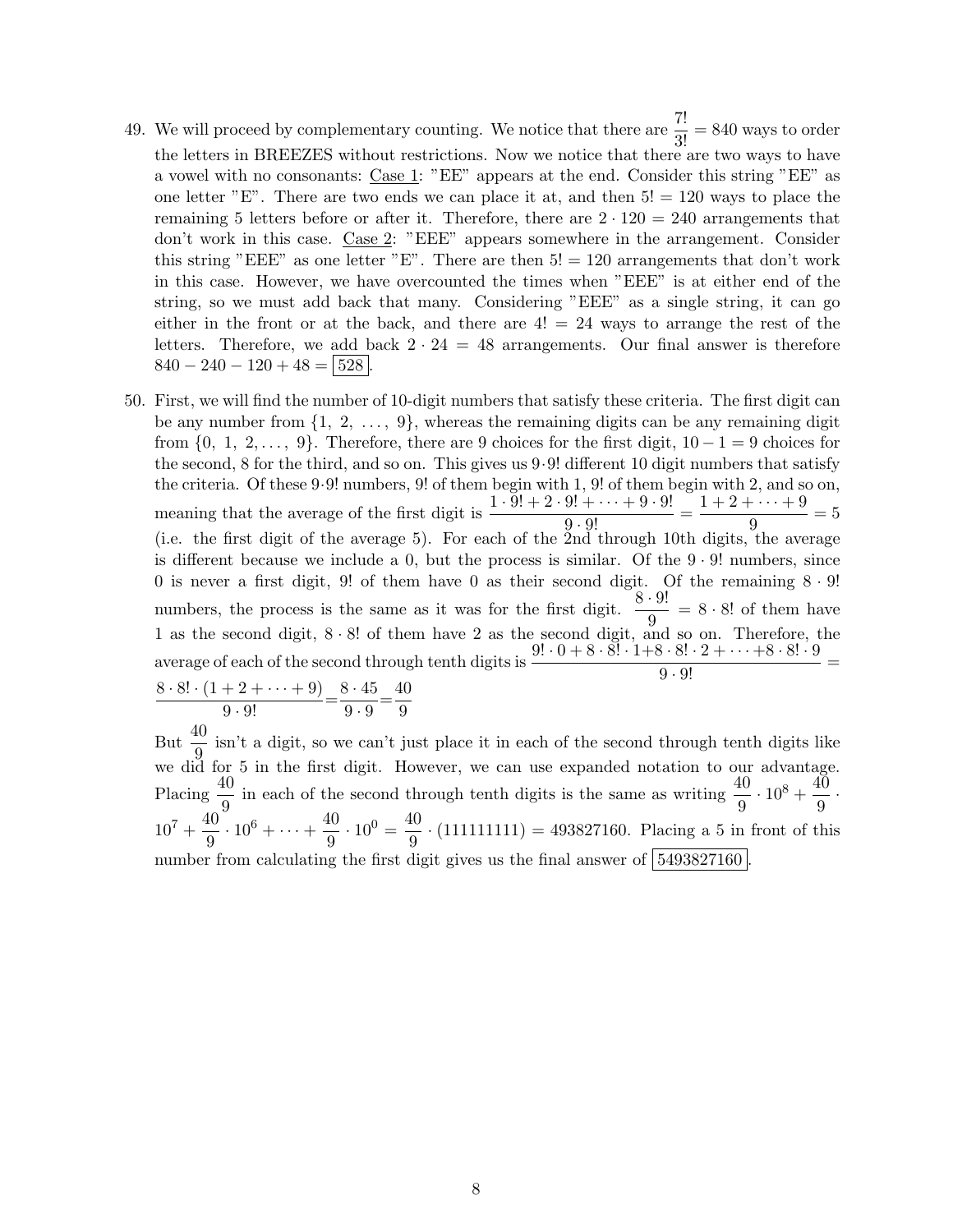49. We will proceed by complementary counting. We notice that there are $\frac{7!}{3!} = 840$ ways to order the letters in BREEZES without restrictions. Now we notice that there are two ways to have a vowel with no consonants: <u>Case 1</u>: "EE" appears at the end. Consider this string "EE" as one letter "E". There are two ends we can place it at, and then $5! = 120$ ways to place the remaining 5 letters before or after it. Therefore, there are $2 \cdot 120 = 240$ arrangements that don't work in this case. <u>Case 2</u>: "EEE" appears somewhere in the arrangement. Consider this string "EEE" as one letter "E". There are then $5! = 120$ arrangements that don't work in this case. However, we have overcounted the times when "EEE" is at either end of the string, so we must add back that many. Considering "EEE" as a single string, it can go either in the front or at the back, and there are $4! = 24$ ways to arrange the rest of the letters. Therefore, we add back $2 \cdot 24 = 48$ arrangements. Our final answer is therefore $840 - 240 - 120 + 48 = \boxed{528}$.

50. First, we will find the number of 10-digit numbers that satisfy these criteria. The first digit can be any number from $\{1, 2, \ldots, 9\}$, whereas the remaining digits can be any remaining digit from $\{0, 1, 2, \ldots, 9\}$. Therefore, there are 9 choices for the first digit, $10 - 1 = 9$ choices for the second, 8 for the third, and so on. This gives us $9 \cdot 9!$ different 10 digit numbers that satisfy the criteria. Of these $9 \cdot 9!$ numbers, $9!$ of them begin with 1, $9!$ of them begin with 2, and so on, meaning that the average of the first digit is $\frac{1 \cdot 9! + 2 \cdot 9! + \cdots + 9 \cdot 9!}{9 \cdot 9!} = \frac{1 + 2 + \cdots + 9}{9} = 5$ (i.e. the first digit of the average 5). For each of the 2nd through 10th digits, the average is different because we include a 0, but the process is similar. Of the $9 \cdot 9!$ numbers, since 0 is never a first digit, $9!$ of them have 0 as their second digit. Of the remaining $8 \cdot 9!$ numbers, the process is the same as it was for the first digit. $\frac{8 \cdot 9!}{9} = 8 \cdot 8!$ of them have 1 as the second digit, $8 \cdot 8!$ of them have 2 as the second digit, and so on. Therefore, the average of each of the second through tenth digits is $\frac{9! \cdot 0 + 8 \cdot 8! \cdot 1 + 8 \cdot 8! \cdot 2 + \cdots + 8 \cdot 8! \cdot 9}{9 \cdot 9!} = \frac{8 \cdot 8! \cdot (1 + 2 + \cdots + 9)}{9 \cdot 9!} = \frac{8 \cdot 45}{9 \cdot 9} = \frac{40}{9}$

But $\frac{40}{9}$ isn't a digit, so we can't just place it in each of the second through tenth digits like we did for 5 in the first digit. However, we can use expanded notation to our advantage. Placing $\frac{40}{9}$ in each of the second through tenth digits is the same as writing $\frac{40}{9} \cdot 10^8 + \frac{40}{9} \cdot 10^7 + \frac{40}{9} \cdot 10^6 + \cdots + \frac{40}{9} \cdot 10^0 = \frac{40}{9} \cdot (111111111) = 493827160$. Placing a 5 in front of this number from calculating the first digit gives us the final answer of $\boxed{5493827160}$.